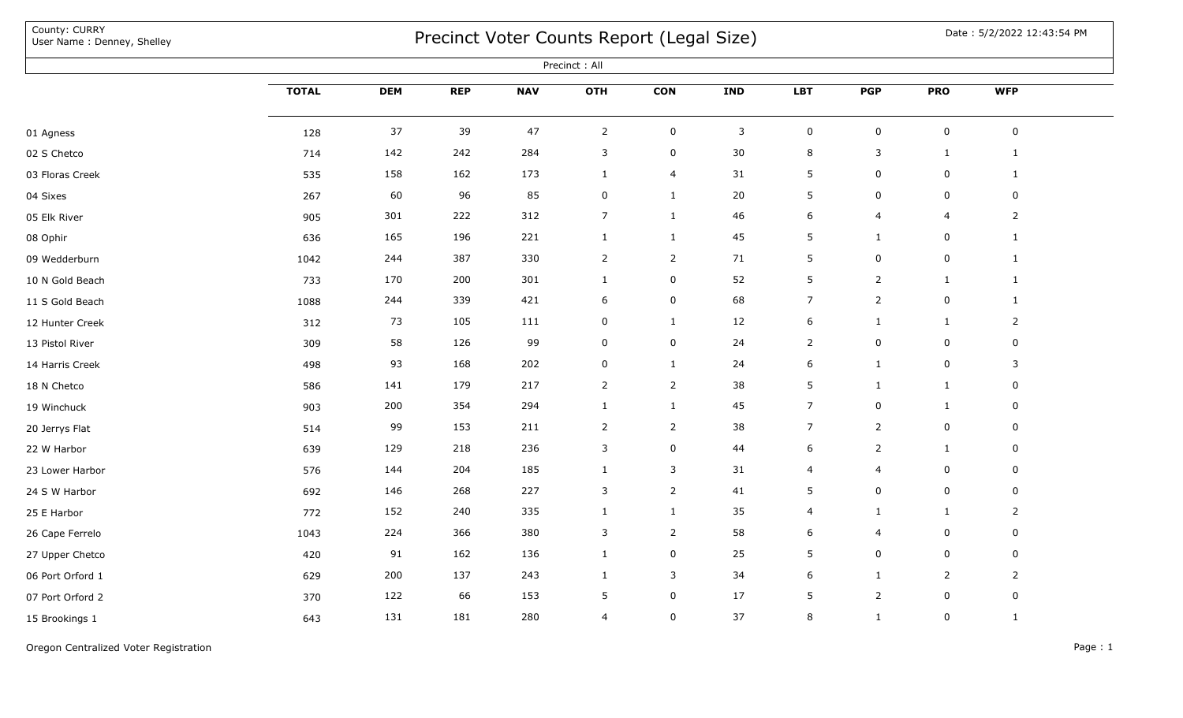County: CURRY
User Name : Denney, Shelley

# Precinct Voter Counts Report (Legal Size)

Date : 5/2/2022 12:43:54 PM

Precinct : All

| | TOTAL | DEM | REP | NAV | OTH | CON | IND | LBT | PGP | PRO | WFP |
|---|---|---|---|---|---|---|---|---|---|---|---|
| 01 Agness | 128 | 37 | 39 | 47 | 2 | 0 | 3 | 0 | 0 | 0 | 0 |
| 02 S Chetco | 714 | 142 | 242 | 284 | 3 | 0 | 30 | 8 | 3 | 1 | 1 |
| 03 Floras Creek | 535 | 158 | 162 | 173 | 1 | 4 | 31 | 5 | 0 | 0 | 1 |
| 04 Sixes | 267 | 60 | 96 | 85 | 0 | 1 | 20 | 5 | 0 | 0 | 0 |
| 05 Elk River | 905 | 301 | 222 | 312 | 7 | 1 | 46 | 6 | 4 | 4 | 2 |
| 08 Ophir | 636 | 165 | 196 | 221 | 1 | 1 | 45 | 5 | 1 | 0 | 1 |
| 09 Wedderburn | 1042 | 244 | 387 | 330 | 2 | 2 | 71 | 5 | 0 | 0 | 1 |
| 10 N Gold Beach | 733 | 170 | 200 | 301 | 1 | 0 | 52 | 5 | 2 | 1 | 1 |
| 11 S Gold Beach | 1088 | 244 | 339 | 421 | 6 | 0 | 68 | 7 | 2 | 0 | 1 |
| 12 Hunter Creek | 312 | 73 | 105 | 111 | 0 | 1 | 12 | 6 | 1 | 1 | 2 |
| 13 Pistol River | 309 | 58 | 126 | 99 | 0 | 0 | 24 | 2 | 0 | 0 | 0 |
| 14 Harris Creek | 498 | 93 | 168 | 202 | 0 | 1 | 24 | 6 | 1 | 0 | 3 |
| 18 N Chetco | 586 | 141 | 179 | 217 | 2 | 2 | 38 | 5 | 1 | 1 | 0 |
| 19 Winchuck | 903 | 200 | 354 | 294 | 1 | 1 | 45 | 7 | 0 | 1 | 0 |
| 20 Jerrys Flat | 514 | 99 | 153 | 211 | 2 | 2 | 38 | 7 | 2 | 0 | 0 |
| 22 W Harbor | 639 | 129 | 218 | 236 | 3 | 0 | 44 | 6 | 2 | 1 | 0 |
| 23 Lower Harbor | 576 | 144 | 204 | 185 | 1 | 3 | 31 | 4 | 4 | 0 | 0 |
| 24 S W Harbor | 692 | 146 | 268 | 227 | 3 | 2 | 41 | 5 | 0 | 0 | 0 |
| 25 E Harbor | 772 | 152 | 240 | 335 | 1 | 1 | 35 | 4 | 1 | 1 | 2 |
| 26 Cape Ferrelo | 1043 | 224 | 366 | 380 | 3 | 2 | 58 | 6 | 4 | 0 | 0 |
| 27 Upper Chetco | 420 | 91 | 162 | 136 | 1 | 0 | 25 | 5 | 0 | 0 | 0 |
| 06 Port Orford 1 | 629 | 200 | 137 | 243 | 1 | 3 | 34 | 6 | 1 | 2 | 2 |
| 07 Port Orford 2 | 370 | 122 | 66 | 153 | 5 | 0 | 17 | 5 | 2 | 0 | 0 |
| 15 Brookings 1 | 643 | 131 | 181 | 280 | 4 | 0 | 37 | 8 | 1 | 0 | 1 |

Oregon Centralized Voter Registration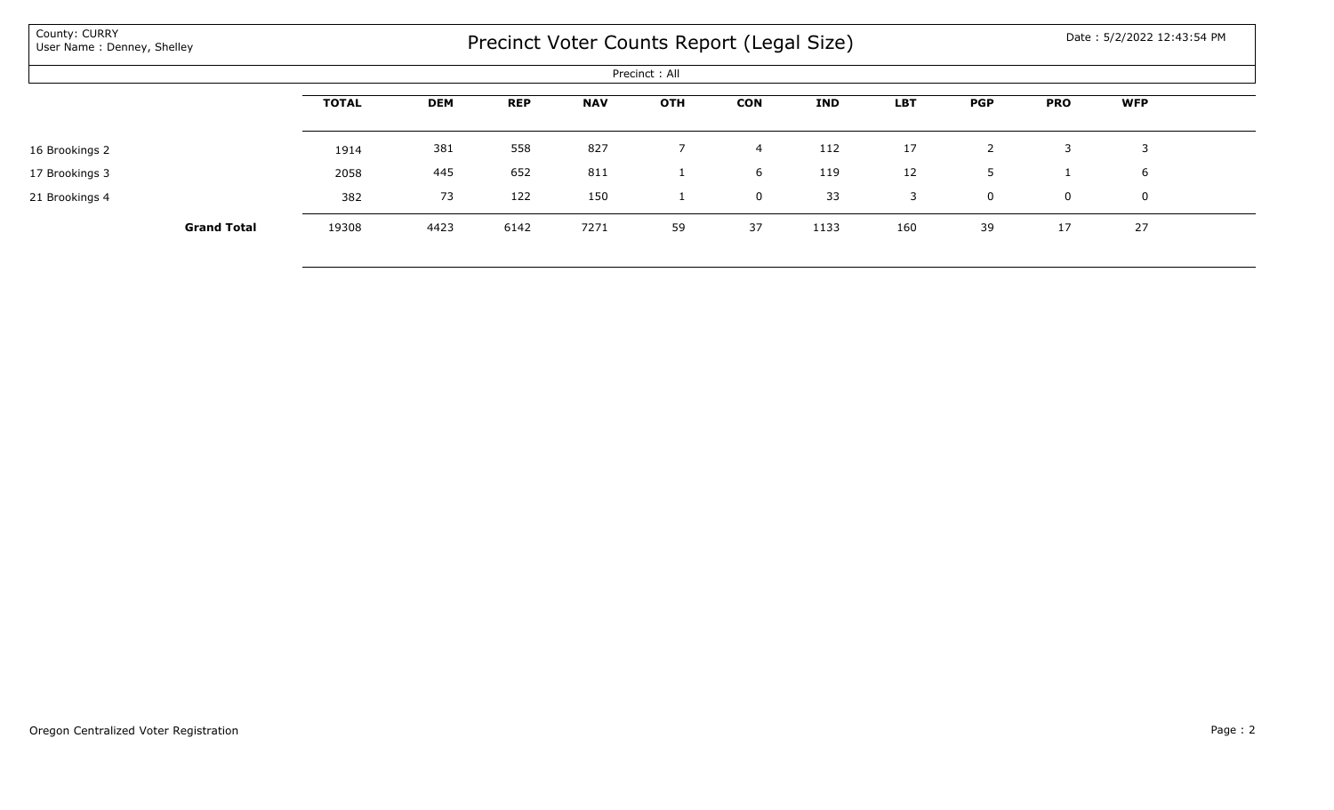County: CURRY
User Name : Denney, Shelley

# Precinct Voter Counts Report (Legal Size)

Date : 5/2/2022 12:43:54 PM

Precinct : All

| | TOTAL | DEM | REP | NAV | OTH | CON | IND | LBT | PGP | PRO | WFP |
|---|---|---|---|---|---|---|---|---|---|---|---|
| 16 Brookings 2 | 1914 | 381 | 558 | 827 | 7 | 4 | 112 | 17 | 2 | 3 | 3 |
| 17 Brookings 3 | 2058 | 445 | 652 | 811 | 1 | 6 | 119 | 12 | 5 | 1 | 6 |
| 21 Brookings 4 | 382 | 73 | 122 | 150 | 1 | 0 | 33 | 3 | 0 | 0 | 0 |
| **Grand Total** | 19308 | 4423 | 6142 | 7271 | 59 | 37 | 1133 | 160 | 39 | 17 | 27 |

Oregon Centralized Voter Registration